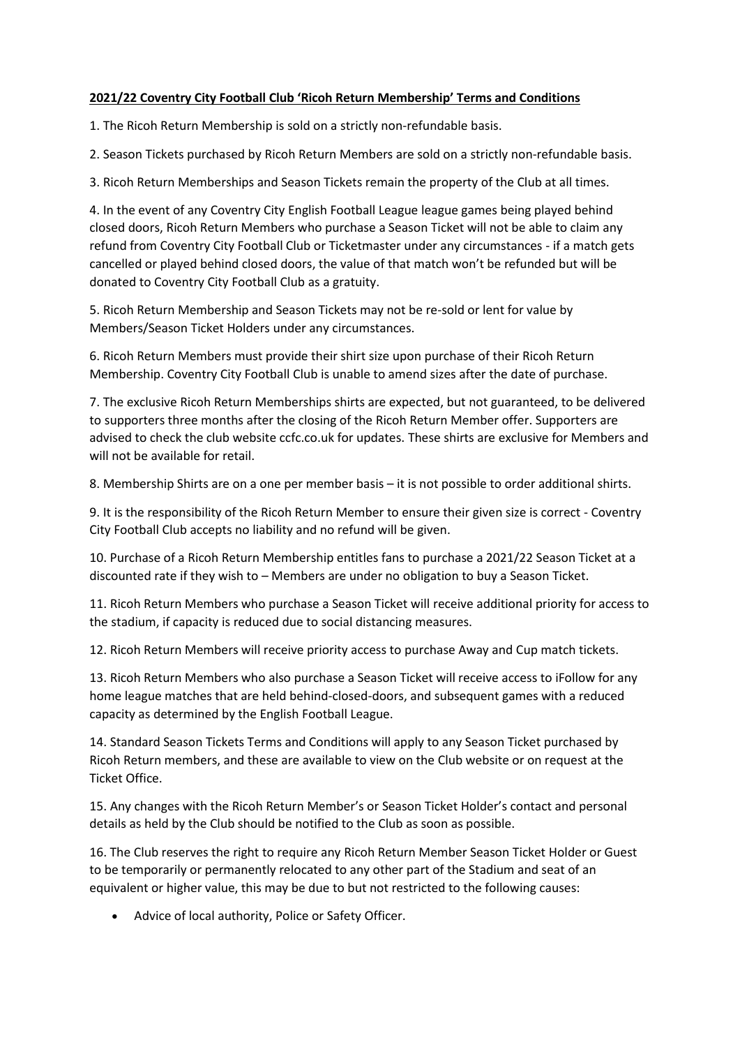**2021/22 Coventry City Football Club 'Ricoh Return Membership' Terms and Conditions**

1. The Ricoh Return Membership is sold on a strictly non-refundable basis.

2. Season Tickets purchased by Ricoh Return Members are sold on a strictly non-refundable basis.

3. Ricoh Return Memberships and Season Tickets remain the property of the Club at all times.

4. In the event of any Coventry City English Football League league games being played behind closed doors, Ricoh Return Members who purchase a Season Ticket will not be able to claim any refund from Coventry City Football Club or Ticketmaster under any circumstances - if a match gets cancelled or played behind closed doors, the value of that match won't be refunded but will be donated to Coventry City Football Club as a gratuity.

5. Ricoh Return Membership and Season Tickets may not be re-sold or lent for value by Members/Season Ticket Holders under any circumstances.

6. Ricoh Return Members must provide their shirt size upon purchase of their Ricoh Return Membership. Coventry City Football Club is unable to amend sizes after the date of purchase.

7. The exclusive Ricoh Return Memberships shirts are expected, but not guaranteed, to be delivered to supporters three months after the closing of the Ricoh Return Member offer. Supporters are advised to check the club website ccfc.co.uk for updates. These shirts are exclusive for Members and will not be available for retail.

8. Membership Shirts are on a one per member basis – it is not possible to order additional shirts.

9. It is the responsibility of the Ricoh Return Member to ensure their given size is correct - Coventry City Football Club accepts no liability and no refund will be given.

10. Purchase of a Ricoh Return Membership entitles fans to purchase a 2021/22 Season Ticket at a discounted rate if they wish to – Members are under no obligation to buy a Season Ticket.

11. Ricoh Return Members who purchase a Season Ticket will receive additional priority for access to the stadium, if capacity is reduced due to social distancing measures.

12. Ricoh Return Members will receive priority access to purchase Away and Cup match tickets.

13. Ricoh Return Members who also purchase a Season Ticket will receive access to iFollow for any home league matches that are held behind-closed-doors, and subsequent games with a reduced capacity as determined by the English Football League.

14. Standard Season Tickets Terms and Conditions will apply to any Season Ticket purchased by Ricoh Return members, and these are available to view on the Club website or on request at the Ticket Office.

15. Any changes with the Ricoh Return Member's or Season Ticket Holder's contact and personal details as held by the Club should be notified to the Club as soon as possible.

16. The Club reserves the right to require any Ricoh Return Member Season Ticket Holder or Guest to be temporarily or permanently relocated to any other part of the Stadium and seat of an equivalent or higher value, this may be due to but not restricted to the following causes:

- Advice of local authority, Police or Safety Officer.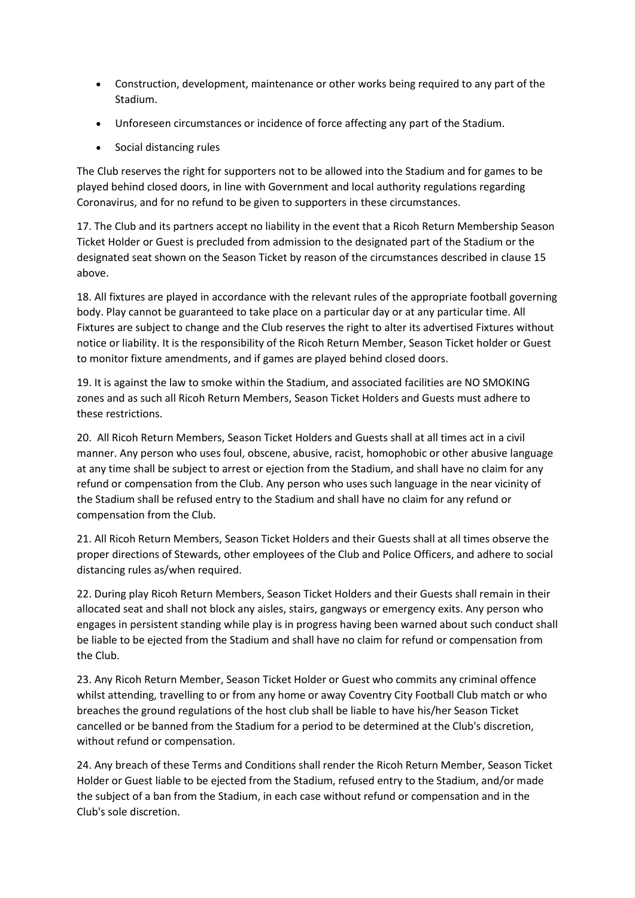- Construction, development, maintenance or other works being required to any part of the Stadium.
- Unforeseen circumstances or incidence of force affecting any part of the Stadium.
- Social distancing rules

The Club reserves the right for supporters not to be allowed into the Stadium and for games to be played behind closed doors, in line with Government and local authority regulations regarding Coronavirus, and for no refund to be given to supporters in these circumstances.

17. The Club and its partners accept no liability in the event that a Ricoh Return Membership Season Ticket Holder or Guest is precluded from admission to the designated part of the Stadium or the designated seat shown on the Season Ticket by reason of the circumstances described in clause 15 above.

18. All fixtures are played in accordance with the relevant rules of the appropriate football governing body. Play cannot be guaranteed to take place on a particular day or at any particular time. All Fixtures are subject to change and the Club reserves the right to alter its advertised Fixtures without notice or liability. It is the responsibility of the Ricoh Return Member, Season Ticket holder or Guest to monitor fixture amendments, and if games are played behind closed doors.

19. It is against the law to smoke within the Stadium, and associated facilities are NO SMOKING zones and as such all Ricoh Return Members, Season Ticket Holders and Guests must adhere to these restrictions.

20. All Ricoh Return Members, Season Ticket Holders and Guests shall at all times act in a civil manner. Any person who uses foul, obscene, abusive, racist, homophobic or other abusive language at any time shall be subject to arrest or ejection from the Stadium, and shall have no claim for any refund or compensation from the Club. Any person who uses such language in the near vicinity of the Stadium shall be refused entry to the Stadium and shall have no claim for any refund or compensation from the Club.

21. All Ricoh Return Members, Season Ticket Holders and their Guests shall at all times observe the proper directions of Stewards, other employees of the Club and Police Officers, and adhere to social distancing rules as/when required.

22. During play Ricoh Return Members, Season Ticket Holders and their Guests shall remain in their allocated seat and shall not block any aisles, stairs, gangways or emergency exits. Any person who engages in persistent standing while play is in progress having been warned about such conduct shall be liable to be ejected from the Stadium and shall have no claim for refund or compensation from the Club.

23. Any Ricoh Return Member, Season Ticket Holder or Guest who commits any criminal offence whilst attending, travelling to or from any home or away Coventry City Football Club match or who breaches the ground regulations of the host club shall be liable to have his/her Season Ticket cancelled or be banned from the Stadium for a period to be determined at the Club's discretion, without refund or compensation.

24. Any breach of these Terms and Conditions shall render the Ricoh Return Member, Season Ticket Holder or Guest liable to be ejected from the Stadium, refused entry to the Stadium, and/or made the subject of a ban from the Stadium, in each case without refund or compensation and in the Club's sole discretion.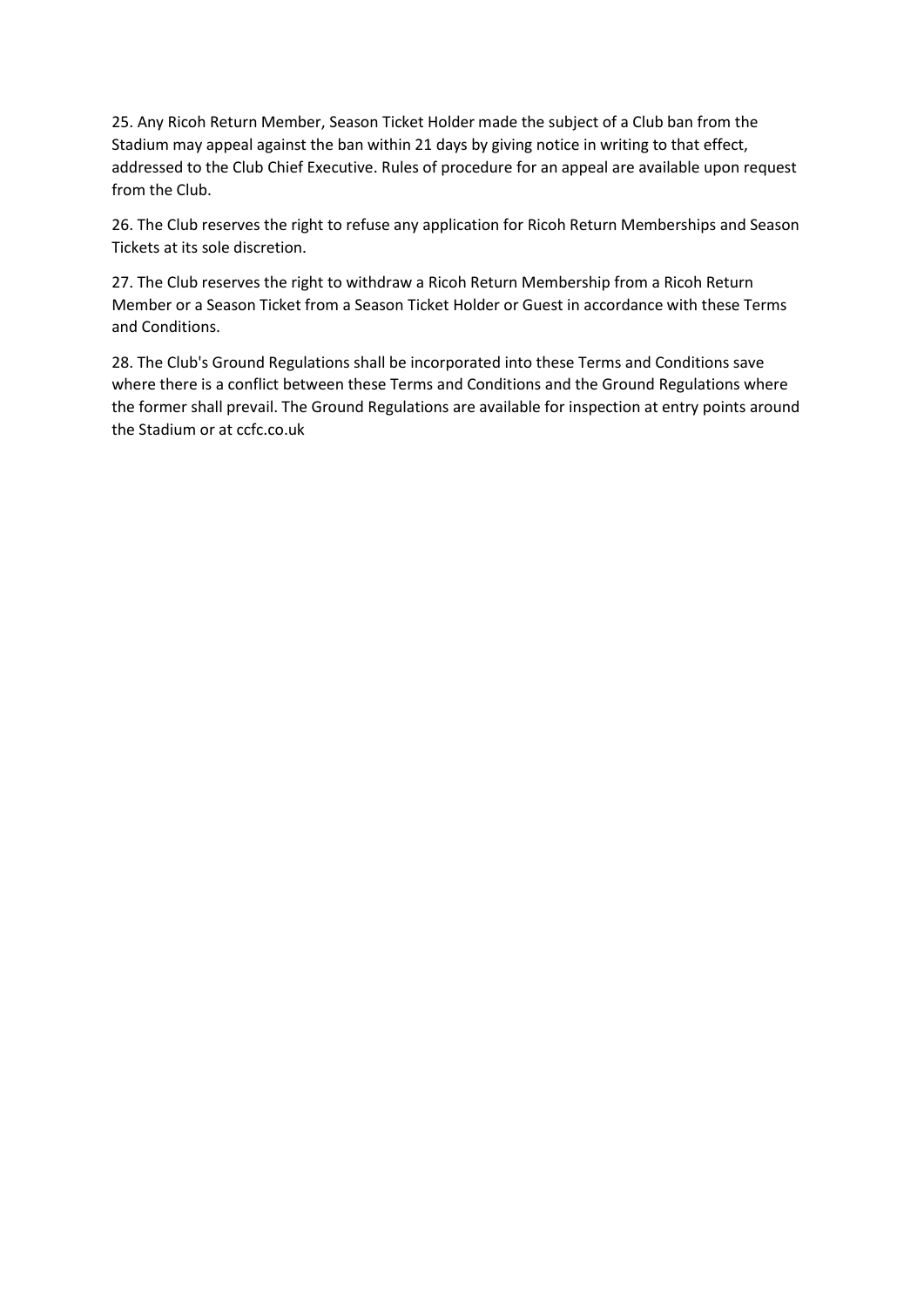25. Any Ricoh Return Member, Season Ticket Holder made the subject of a Club ban from the Stadium may appeal against the ban within 21 days by giving notice in writing to that effect, addressed to the Club Chief Executive. Rules of procedure for an appeal are available upon request from the Club.

26. The Club reserves the right to refuse any application for Ricoh Return Memberships and Season Tickets at its sole discretion.

27. The Club reserves the right to withdraw a Ricoh Return Membership from a Ricoh Return Member or a Season Ticket from a Season Ticket Holder or Guest in accordance with these Terms and Conditions.

28. The Club's Ground Regulations shall be incorporated into these Terms and Conditions save where there is a conflict between these Terms and Conditions and the Ground Regulations where the former shall prevail. The Ground Regulations are available for inspection at entry points around the Stadium or at ccfc.co.uk